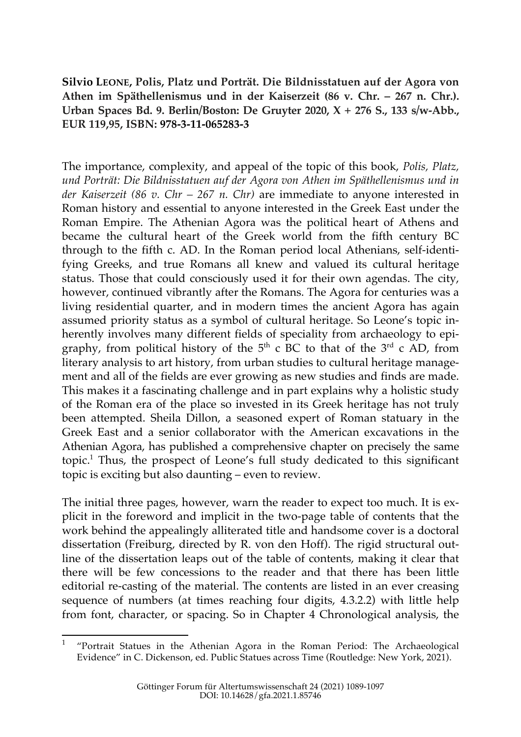**Silvio Leone, Polis, Platz und Porträt. Die Bildnisstatuen auf der Agora von Athen im Späthellenismus und in der Kaiserzeit (86 v. Chr. – 267 n. Chr.). Urban Spaces Bd. 9. Berlin/Boston: De Gruyter 2020, X + 276 S., 133 s/w-Abb., EUR 119,95, ISBN: 978-3-11-065283-3**

The importance, complexity, and appeal of the topic of this book, *Polis, Platz, und Porträt: Die Bildnisstatuen auf der Agora von Athen im Späthellenismus und in der Kaiserzeit (86 v. Chr – 267 n. Chr)* are immediate to anyone interested in Roman history and essential to anyone interested in the Greek East under the Roman Empire. The Athenian Agora was the political heart of Athens and became the cultural heart of the Greek world from the fifth century BC through to the fifth c. AD. In the Roman period local Athenians, self-identifying Greeks, and true Romans all knew and valued its cultural heritage status. Those that could consciously used it for their own agendas. The city, however, continued vibrantly after the Romans. The Agora for centuries was a living residential quarter, and in modern times the ancient Agora has again assumed priority status as a symbol of cultural heritage. So Leone's topic inherently involves many different fields of speciality from archaeology to epigraphy, from political history of the 5th c BC to that of the 3rd c AD, from literary analysis to art history, from urban studies to cultural heritage management and all of the fields are ever growing as new studies and finds are made. This makes it a fascinating challenge and in part explains why a holistic study of the Roman era of the place so invested in its Greek heritage has not truly been attempted. Sheila Dillon, a seasoned expert of Roman statuary in the Greek East and a senior collaborator with the American excavations in the Athenian Agora, has published a comprehensive chapter on precisely the same topic.[1] Thus, the prospect of Leone's full study dedicated to this significant topic is exciting but also daunting – even to review.

The initial three pages, however, warn the reader to expect too much. It is explicit in the foreword and implicit in the two-page table of contents that the work behind the appealingly alliterated title and handsome cover is a doctoral dissertation (Freiburg, directed by R. von den Hoff). The rigid structural outline of the dissertation leaps out of the table of contents, making it clear that there will be few concessions to the reader and that there has been little editorial re-casting of the material. The contents are listed in an ever creasing sequence of numbers (at times reaching four digits, 4.3.2.2) with little help from font, character, or spacing. So in Chapter 4 Chronological analysis, the

[1] "Portrait Statues in the Athenian Agora in the Roman Period: The Archaeological Evidence" in C. Dickenson, ed. Public Statues across Time (Routledge: New York, 2021).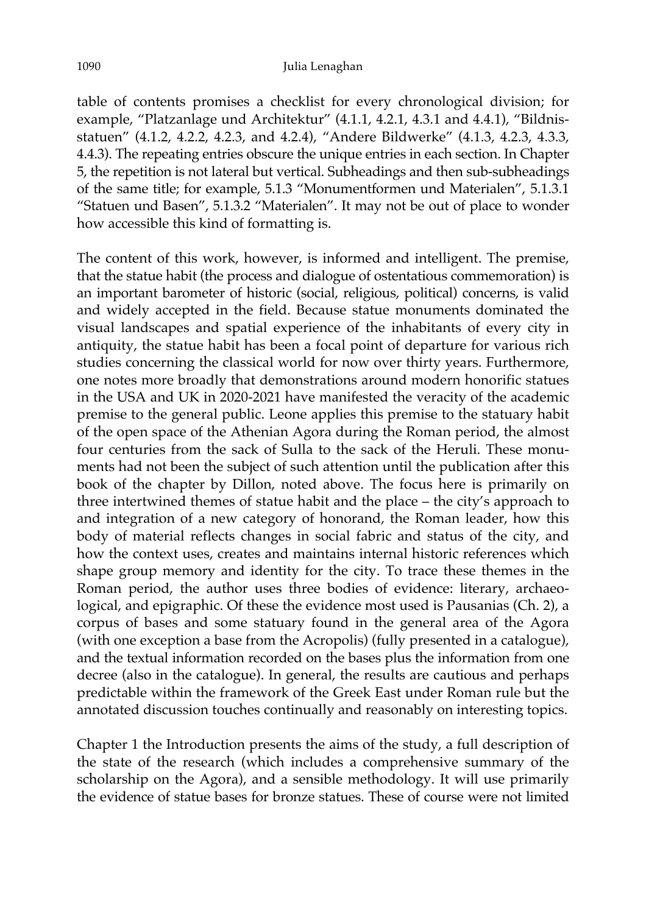table of contents promises a checklist for every chronological division; for example, "Platzanlage und Architektur" (4.1.1, 4.2.1, 4.3.1 and 4.4.1), "Bildnisstatuen" (4.1.2, 4.2.2, 4.2.3, and 4.2.4), "Andere Bildwerke" (4.1.3, 4.2.3, 4.3.3, 4.4.3). The repeating entries obscure the unique entries in each section. In Chapter 5, the repetition is not lateral but vertical. Subheadings and then sub-subheadings of the same title; for example, 5.1.3 "Monumentformen und Materialen", 5.1.3.1 "Statuen und Basen", 5.1.3.2 "Materialen". It may not be out of place to wonder how accessible this kind of formatting is.

The content of this work, however, is informed and intelligent. The premise, that the statue habit (the process and dialogue of ostentatious commemoration) is an important barometer of historic (social, religious, political) concerns, is valid and widely accepted in the field. Because statue monuments dominated the visual landscapes and spatial experience of the inhabitants of every city in antiquity, the statue habit has been a focal point of departure for various rich studies concerning the classical world for now over thirty years. Furthermore, one notes more broadly that demonstrations around modern honorific statues in the USA and UK in 2020-2021 have manifested the veracity of the academic premise to the general public. Leone applies this premise to the statuary habit of the open space of the Athenian Agora during the Roman period, the almost four centuries from the sack of Sulla to the sack of the Heruli. These monuments had not been the subject of such attention until the publication after this book of the chapter by Dillon, noted above. The focus here is primarily on three intertwined themes of statue habit and the place – the city's approach to and integration of a new category of honorand, the Roman leader, how this body of material reflects changes in social fabric and status of the city, and how the context uses, creates and maintains internal historic references which shape group memory and identity for the city. To trace these themes in the Roman period, the author uses three bodies of evidence: literary, archaeological, and epigraphic. Of these the evidence most used is Pausanias (Ch. 2), a corpus of bases and some statuary found in the general area of the Agora (with one exception a base from the Acropolis) (fully presented in a catalogue), and the textual information recorded on the bases plus the information from one decree (also in the catalogue). In general, the results are cautious and perhaps predictable within the framework of the Greek East under Roman rule but the annotated discussion touches continually and reasonably on interesting topics.

Chapter 1 the Introduction presents the aims of the study, a full description of the state of the research (which includes a comprehensive summary of the scholarship on the Agora), and a sensible methodology. It will use primarily the evidence of statue bases for bronze statues. These of course were not limited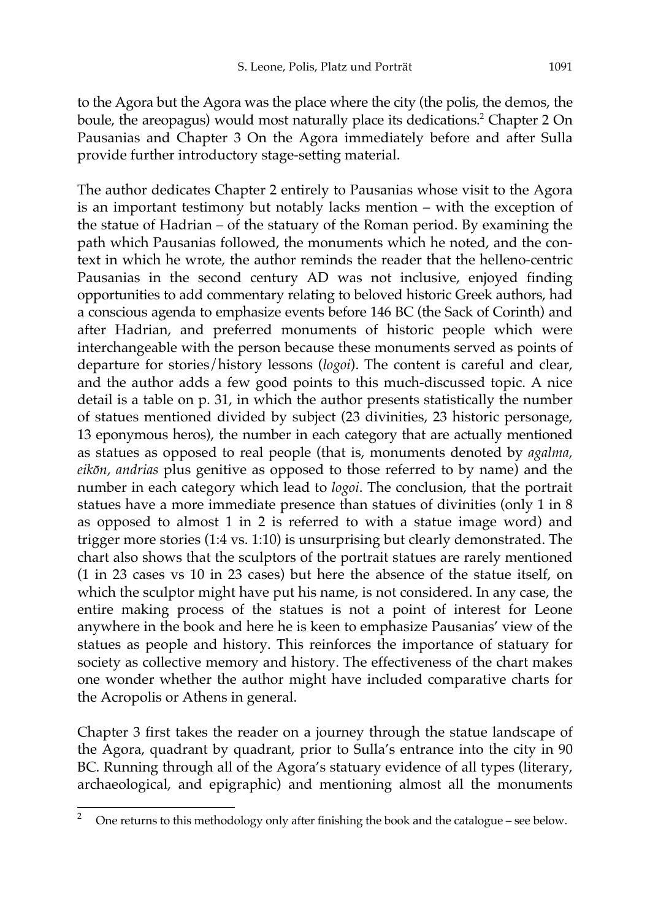to the Agora but the Agora was the place where the city (the polis, the demos, the boule, the areopagus) would most naturally place its dedications.[2] Chapter 2 On Pausanias and Chapter 3 On the Agora immediately before and after Sulla provide further introductory stage-setting material.

The author dedicates Chapter 2 entirely to Pausanias whose visit to the Agora is an important testimony but notably lacks mention – with the exception of the statue of Hadrian – of the statuary of the Roman period. By examining the path which Pausanias followed, the monuments which he noted, and the context in which he wrote, the author reminds the reader that the helleno-centric Pausanias in the second century AD was not inclusive, enjoyed finding opportunities to add commentary relating to beloved historic Greek authors, had a conscious agenda to emphasize events before 146 BC (the Sack of Corinth) and after Hadrian, and preferred monuments of historic people which were interchangeable with the person because these monuments served as points of departure for stories/history lessons (*logoi*). The content is careful and clear, and the author adds a few good points to this much-discussed topic. A nice detail is a table on p. 31, in which the author presents statistically the number of statues mentioned divided by subject (23 divinities, 23 historic personage, 13 eponymous heros), the number in each category that are actually mentioned as statues as opposed to real people (that is, monuments denoted by *agalma, eikōn, andrias* plus genitive as opposed to those referred to by name) and the number in each category which lead to *logoi*. The conclusion, that the portrait statues have a more immediate presence than statues of divinities (only 1 in 8 as opposed to almost 1 in 2 is referred to with a statue image word) and trigger more stories (1:4 vs. 1:10) is unsurprising but clearly demonstrated. The chart also shows that the sculptors of the portrait statues are rarely mentioned (1 in 23 cases vs 10 in 23 cases) but here the absence of the statue itself, on which the sculptor might have put his name, is not considered. In any case, the entire making process of the statues is not a point of interest for Leone anywhere in the book and here he is keen to emphasize Pausanias' view of the statues as people and history. This reinforces the importance of statuary for society as collective memory and history. The effectiveness of the chart makes one wonder whether the author might have included comparative charts for the Acropolis or Athens in general.

Chapter 3 first takes the reader on a journey through the statue landscape of the Agora, quadrant by quadrant, prior to Sulla's entrance into the city in 90 BC. Running through all of the Agora's statuary evidence of all types (literary, archaeological, and epigraphic) and mentioning almost all the monuments

[2] One returns to this methodology only after finishing the book and the catalogue – see below.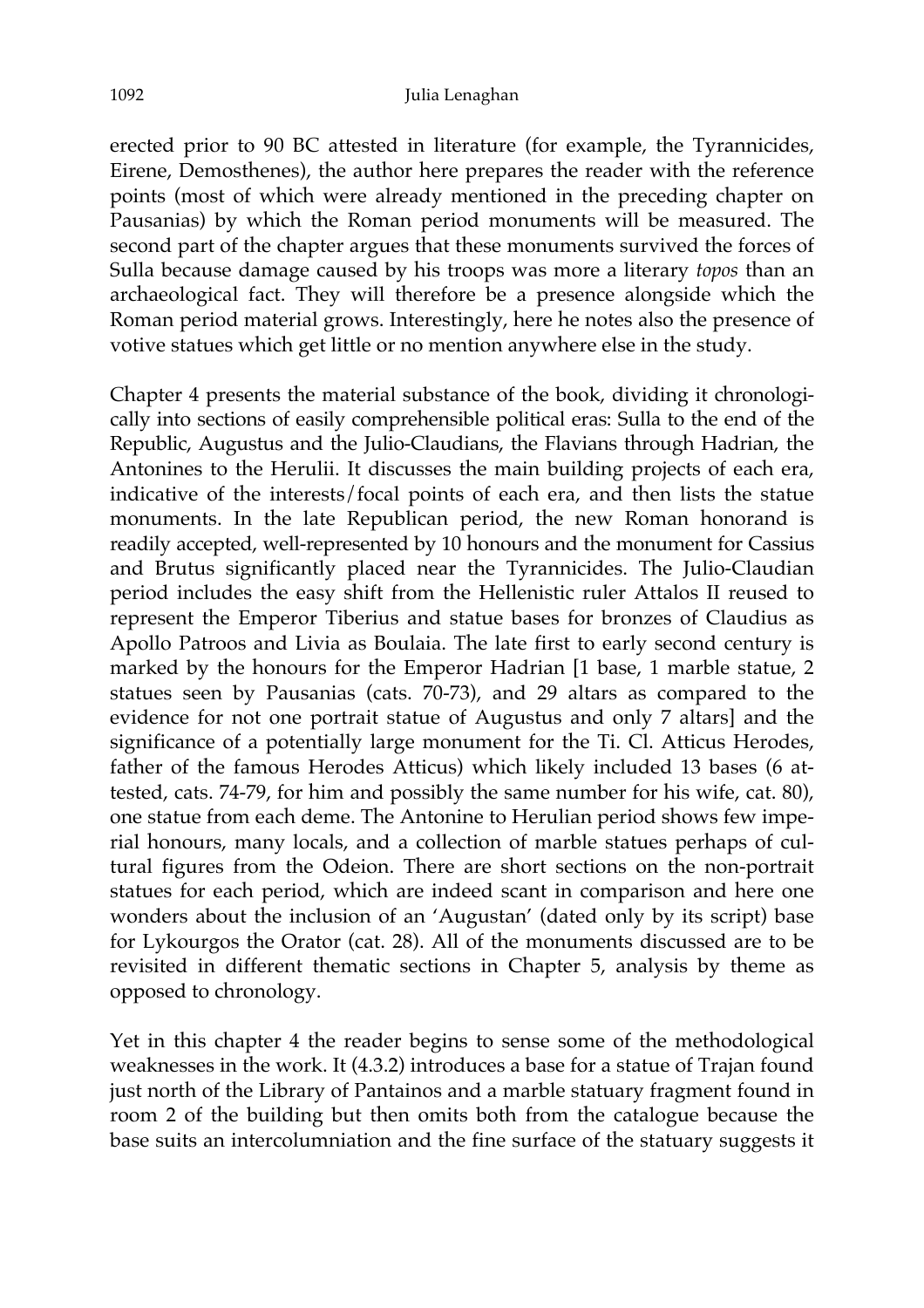erected prior to 90 BC attested in literature (for example, the Tyrannicides, Eirene, Demosthenes), the author here prepares the reader with the reference points (most of which were already mentioned in the preceding chapter on Pausanias) by which the Roman period monuments will be measured. The second part of the chapter argues that these monuments survived the forces of Sulla because damage caused by his troops was more a literary *topos* than an archaeological fact. They will therefore be a presence alongside which the Roman period material grows. Interestingly, here he notes also the presence of votive statues which get little or no mention anywhere else in the study.

Chapter 4 presents the material substance of the book, dividing it chronologically into sections of easily comprehensible political eras: Sulla to the end of the Republic, Augustus and the Julio-Claudians, the Flavians through Hadrian, the Antonines to the Herulii. It discusses the main building projects of each era, indicative of the interests/focal points of each era, and then lists the statue monuments. In the late Republican period, the new Roman honorand is readily accepted, well-represented by 10 honours and the monument for Cassius and Brutus significantly placed near the Tyrannicides. The Julio-Claudian period includes the easy shift from the Hellenistic ruler Attalos II reused to represent the Emperor Tiberius and statue bases for bronzes of Claudius as Apollo Patroos and Livia as Boulaia. The late first to early second century is marked by the honours for the Emperor Hadrian [1 base, 1 marble statue, 2 statues seen by Pausanias (cats. 70-73), and 29 altars as compared to the evidence for not one portrait statue of Augustus and only 7 altars] and the significance of a potentially large monument for the Ti. Cl. Atticus Herodes, father of the famous Herodes Atticus) which likely included 13 bases (6 attested, cats. 74-79, for him and possibly the same number for his wife, cat. 80), one statue from each deme. The Antonine to Herulian period shows few imperial honours, many locals, and a collection of marble statues perhaps of cultural figures from the Odeion. There are short sections on the non-portrait statues for each period, which are indeed scant in comparison and here one wonders about the inclusion of an 'Augustan' (dated only by its script) base for Lykourgos the Orator (cat. 28). All of the monuments discussed are to be revisited in different thematic sections in Chapter 5, analysis by theme as opposed to chronology.

Yet in this chapter 4 the reader begins to sense some of the methodological weaknesses in the work. It (4.3.2) introduces a base for a statue of Trajan found just north of the Library of Pantainos and a marble statuary fragment found in room 2 of the building but then omits both from the catalogue because the base suits an intercolumniation and the fine surface of the statuary suggests it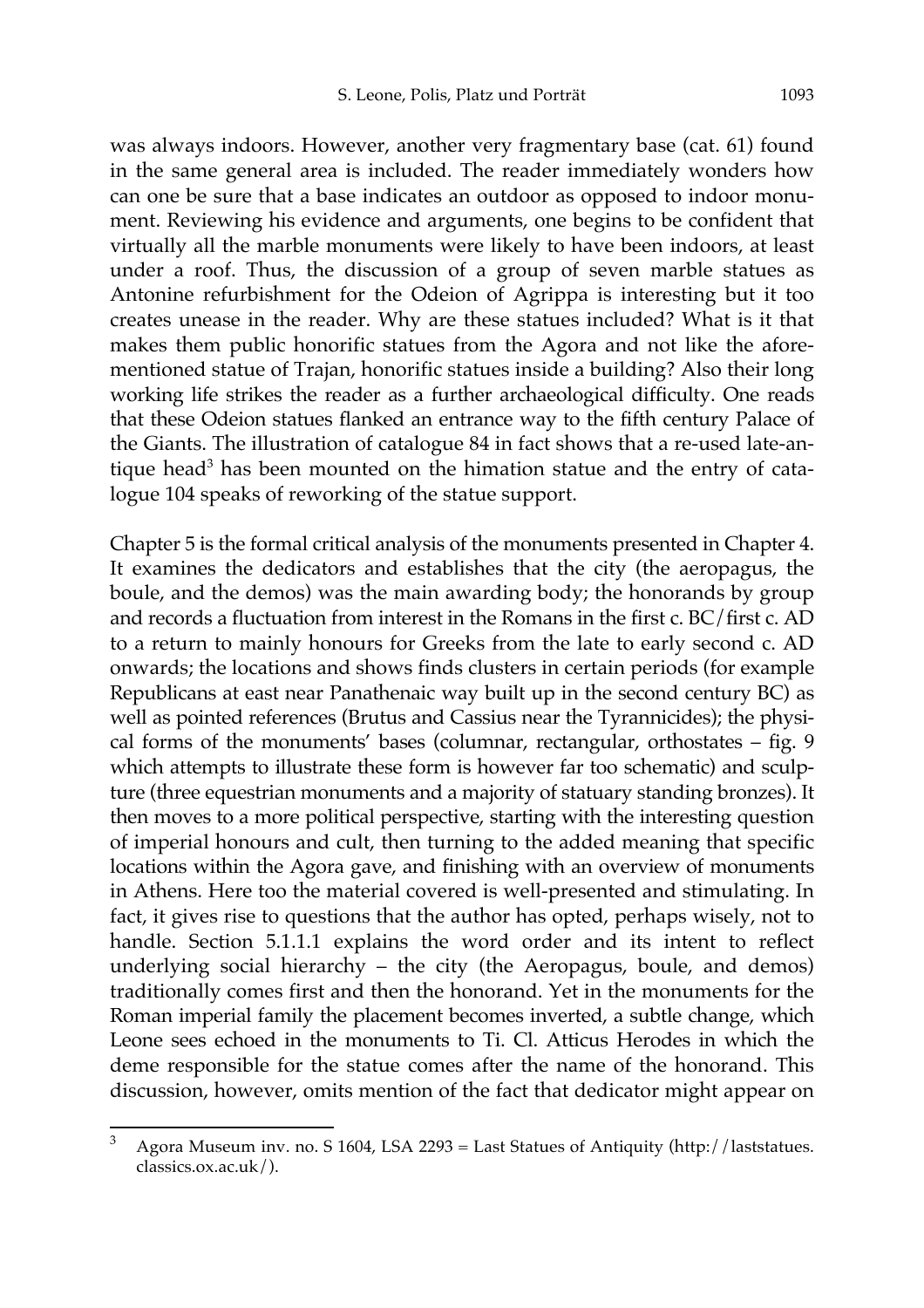was always indoors. However, another very fragmentary base (cat. 61) found in the same general area is included. The reader immediately wonders how can one be sure that a base indicates an outdoor as opposed to indoor monument. Reviewing his evidence and arguments, one begins to be confident that virtually all the marble monuments were likely to have been indoors, at least under a roof. Thus, the discussion of a group of seven marble statues as Antonine refurbishment for the Odeion of Agrippa is interesting but it too creates unease in the reader. Why are these statues included? What is it that makes them public honorific statues from the Agora and not like the aforementioned statue of Trajan, honorific statues inside a building? Also their long working life strikes the reader as a further archaeological difficulty. One reads that these Odeion statues flanked an entrance way to the fifth century Palace of the Giants. The illustration of catalogue 84 in fact shows that a re-used late-antique head[3] has been mounted on the himation statue and the entry of catalogue 104 speaks of reworking of the statue support.

Chapter 5 is the formal critical analysis of the monuments presented in Chapter 4. It examines the dedicators and establishes that the city (the aeropagus, the boule, and the demos) was the main awarding body; the honorands by group and records a fluctuation from interest in the Romans in the first c. BC/first c. AD to a return to mainly honours for Greeks from the late to early second c. AD onwards; the locations and shows finds clusters in certain periods (for example Republicans at east near Panathenaic way built up in the second century BC) as well as pointed references (Brutus and Cassius near the Tyrannicides); the physical forms of the monuments' bases (columnar, rectangular, orthostates – fig. 9 which attempts to illustrate these form is however far too schematic) and sculpture (three equestrian monuments and a majority of statuary standing bronzes). It then moves to a more political perspective, starting with the interesting question of imperial honours and cult, then turning to the added meaning that specific locations within the Agora gave, and finishing with an overview of monuments in Athens. Here too the material covered is well-presented and stimulating. In fact, it gives rise to questions that the author has opted, perhaps wisely, not to handle. Section 5.1.1.1 explains the word order and its intent to reflect underlying social hierarchy – the city (the Aeropagus, boule, and demos) traditionally comes first and then the honorand. Yet in the monuments for the Roman imperial family the placement becomes inverted, a subtle change, which Leone sees echoed in the monuments to Ti. Cl. Atticus Herodes in which the deme responsible for the statue comes after the name of the honorand. This discussion, however, omits mention of the fact that dedicator might appear on

[3] Agora Museum inv. no. S 1604, LSA 2293 = Last Statues of Antiquity (http://laststatues.classics.ox.ac.uk/).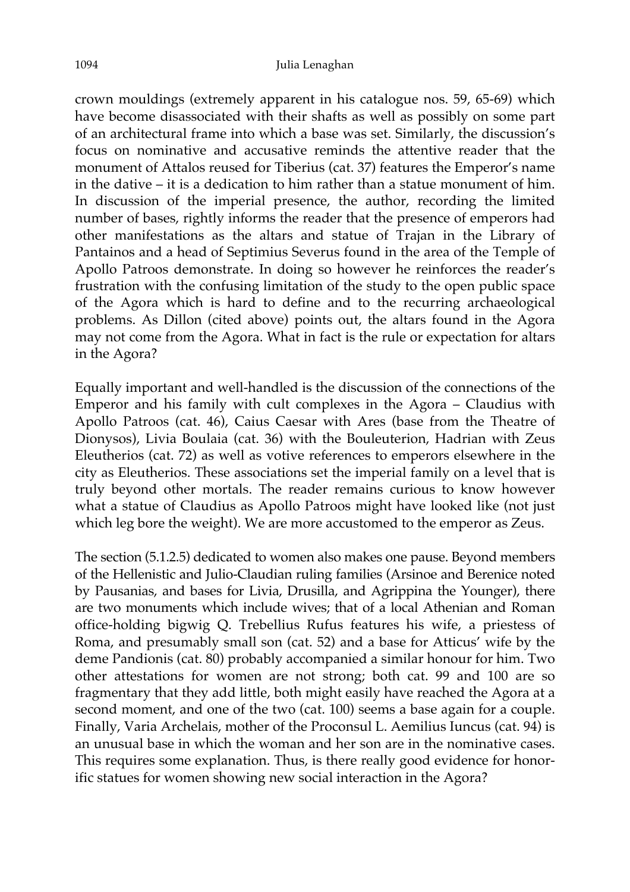crown mouldings (extremely apparent in his catalogue nos. 59, 65-69) which have become disassociated with their shafts as well as possibly on some part of an architectural frame into which a base was set. Similarly, the discussion's focus on nominative and accusative reminds the attentive reader that the monument of Attalos reused for Tiberius (cat. 37) features the Emperor's name in the dative – it is a dedication to him rather than a statue monument of him. In discussion of the imperial presence, the author, recording the limited number of bases, rightly informs the reader that the presence of emperors had other manifestations as the altars and statue of Trajan in the Library of Pantainos and a head of Septimius Severus found in the area of the Temple of Apollo Patroos demonstrate. In doing so however he reinforces the reader's frustration with the confusing limitation of the study to the open public space of the Agora which is hard to define and to the recurring archaeological problems. As Dillon (cited above) points out, the altars found in the Agora may not come from the Agora. What in fact is the rule or expectation for altars in the Agora?

Equally important and well-handled is the discussion of the connections of the Emperor and his family with cult complexes in the Agora – Claudius with Apollo Patroos (cat. 46), Caius Caesar with Ares (base from the Theatre of Dionysos), Livia Boulaia (cat. 36) with the Bouleuterion, Hadrian with Zeus Eleutherios (cat. 72) as well as votive references to emperors elsewhere in the city as Eleutherios. These associations set the imperial family on a level that is truly beyond other mortals. The reader remains curious to know however what a statue of Claudius as Apollo Patroos might have looked like (not just which leg bore the weight). We are more accustomed to the emperor as Zeus.

The section (5.1.2.5) dedicated to women also makes one pause. Beyond members of the Hellenistic and Julio-Claudian ruling families (Arsinoe and Berenice noted by Pausanias, and bases for Livia, Drusilla, and Agrippina the Younger), there are two monuments which include wives; that of a local Athenian and Roman office-holding bigwig Q. Trebellius Rufus features his wife, a priestess of Roma, and presumably small son (cat. 52) and a base for Atticus' wife by the deme Pandionis (cat. 80) probably accompanied a similar honour for him. Two other attestations for women are not strong; both cat. 99 and 100 are so fragmentary that they add little, both might easily have reached the Agora at a second moment, and one of the two (cat. 100) seems a base again for a couple. Finally, Varia Archelais, mother of the Proconsul L. Aemilius Iuncus (cat. 94) is an unusual base in which the woman and her son are in the nominative cases. This requires some explanation. Thus, is there really good evidence for honorific statues for women showing new social interaction in the Agora?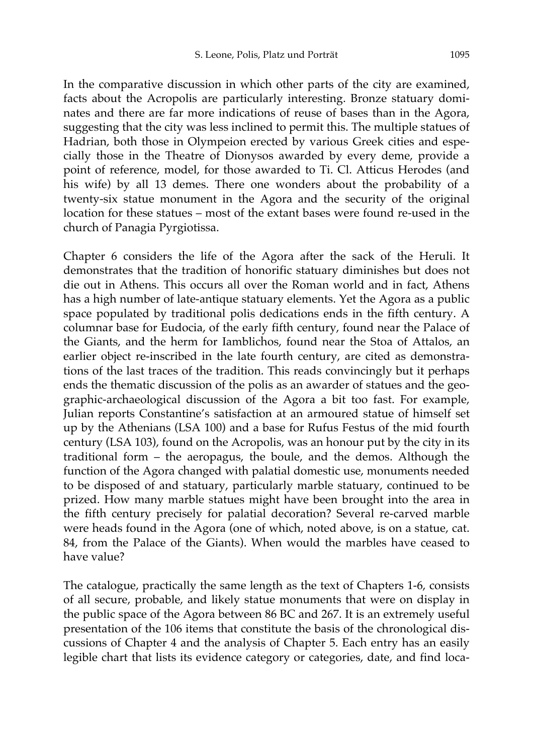In the comparative discussion in which other parts of the city are examined, facts about the Acropolis are particularly interesting. Bronze statuary dominates and there are far more indications of reuse of bases than in the Agora, suggesting that the city was less inclined to permit this. The multiple statues of Hadrian, both those in Olympeion erected by various Greek cities and especially those in the Theatre of Dionysos awarded by every deme, provide a point of reference, model, for those awarded to Ti. Cl. Atticus Herodes (and his wife) by all 13 demes. There one wonders about the probability of a twenty-six statue monument in the Agora and the security of the original location for these statues – most of the extant bases were found re-used in the church of Panagia Pyrgiotissa.

Chapter 6 considers the life of the Agora after the sack of the Heruli. It demonstrates that the tradition of honorific statuary diminishes but does not die out in Athens. This occurs all over the Roman world and in fact, Athens has a high number of late-antique statuary elements. Yet the Agora as a public space populated by traditional polis dedications ends in the fifth century. A columnar base for Eudocia, of the early fifth century, found near the Palace of the Giants, and the herm for Iamblichos, found near the Stoa of Attalos, an earlier object re-inscribed in the late fourth century, are cited as demonstrations of the last traces of the tradition. This reads convincingly but it perhaps ends the thematic discussion of the polis as an awarder of statues and the geographic-archaeological discussion of the Agora a bit too fast. For example, Julian reports Constantine's satisfaction at an armoured statue of himself set up by the Athenians (LSA 100) and a base for Rufus Festus of the mid fourth century (LSA 103), found on the Acropolis, was an honour put by the city in its traditional form – the aeropagus, the boule, and the demos. Although the function of the Agora changed with palatial domestic use, monuments needed to be disposed of and statuary, particularly marble statuary, continued to be prized. How many marble statues might have been brought into the area in the fifth century precisely for palatial decoration? Several re-carved marble were heads found in the Agora (one of which, noted above, is on a statue, cat. 84, from the Palace of the Giants). When would the marbles have ceased to have value?

The catalogue, practically the same length as the text of Chapters 1-6, consists of all secure, probable, and likely statue monuments that were on display in the public space of the Agora between 86 BC and 267. It is an extremely useful presentation of the 106 items that constitute the basis of the chronological discussions of Chapter 4 and the analysis of Chapter 5. Each entry has an easily legible chart that lists its evidence category or categories, date, and find loca-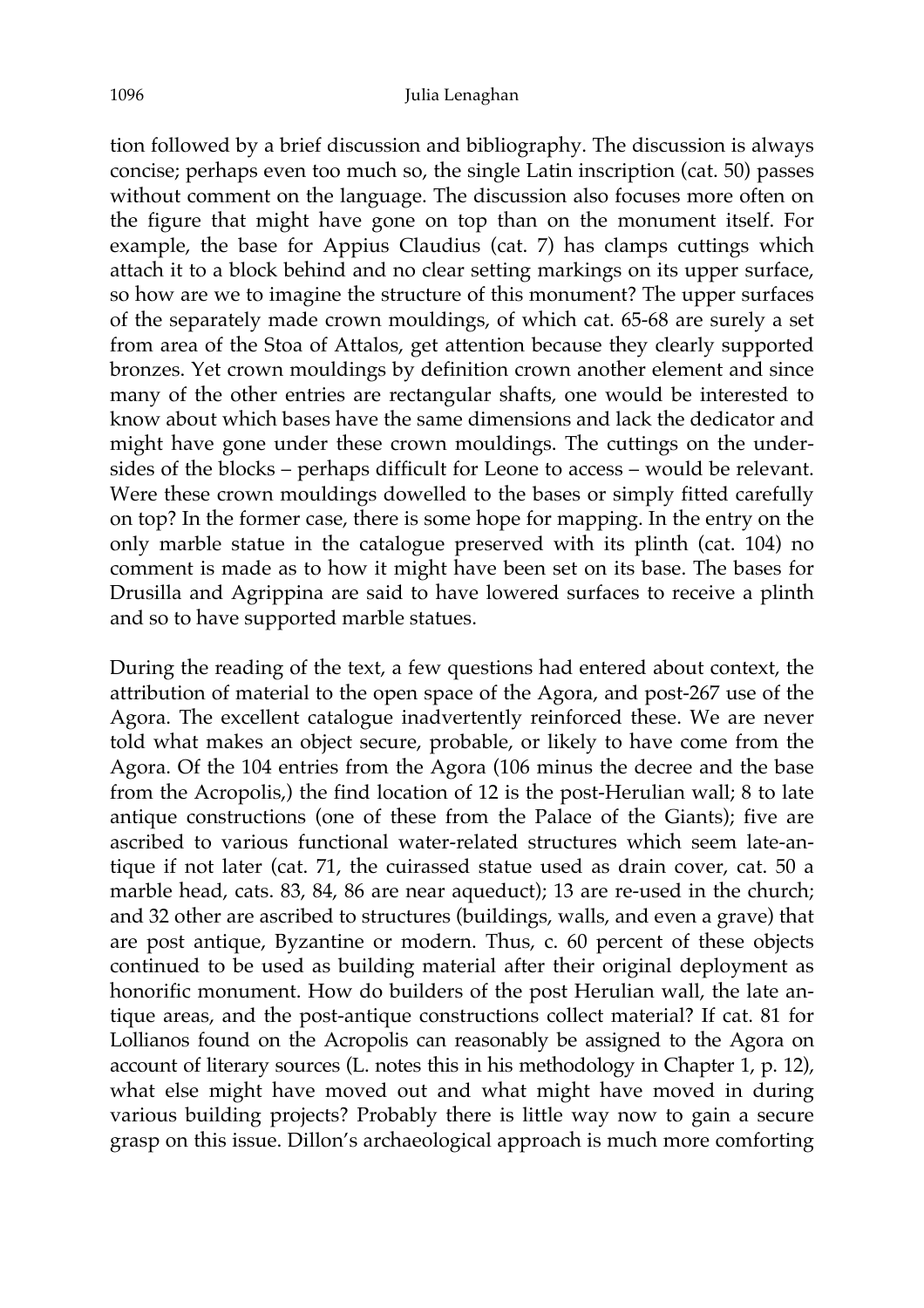tion followed by a brief discussion and bibliography. The discussion is always concise; perhaps even too much so, the single Latin inscription (cat. 50) passes without comment on the language. The discussion also focuses more often on the figure that might have gone on top than on the monument itself. For example, the base for Appius Claudius (cat. 7) has clamps cuttings which attach it to a block behind and no clear setting markings on its upper surface, so how are we to imagine the structure of this monument? The upper surfaces of the separately made crown mouldings, of which cat. 65-68 are surely a set from area of the Stoa of Attalos, get attention because they clearly supported bronzes. Yet crown mouldings by definition crown another element and since many of the other entries are rectangular shafts, one would be interested to know about which bases have the same dimensions and lack the dedicator and might have gone under these crown mouldings. The cuttings on the undersides of the blocks – perhaps difficult for Leone to access – would be relevant. Were these crown mouldings dowelled to the bases or simply fitted carefully on top? In the former case, there is some hope for mapping. In the entry on the only marble statue in the catalogue preserved with its plinth (cat. 104) no comment is made as to how it might have been set on its base. The bases for Drusilla and Agrippina are said to have lowered surfaces to receive a plinth and so to have supported marble statues.

During the reading of the text, a few questions had entered about context, the attribution of material to the open space of the Agora, and post-267 use of the Agora. The excellent catalogue inadvertently reinforced these. We are never told what makes an object secure, probable, or likely to have come from the Agora. Of the 104 entries from the Agora (106 minus the decree and the base from the Acropolis,) the find location of 12 is the post-Herulian wall; 8 to late antique constructions (one of these from the Palace of the Giants); five are ascribed to various functional water-related structures which seem late-antique if not later (cat. 71, the cuirassed statue used as drain cover, cat. 50 a marble head, cats. 83, 84, 86 are near aqueduct); 13 are re-used in the church; and 32 other are ascribed to structures (buildings, walls, and even a grave) that are post antique, Byzantine or modern. Thus, c. 60 percent of these objects continued to be used as building material after their original deployment as honorific monument. How do builders of the post Herulian wall, the late antique areas, and the post-antique constructions collect material? If cat. 81 for Lollianos found on the Acropolis can reasonably be assigned to the Agora on account of literary sources (L. notes this in his methodology in Chapter 1, p. 12), what else might have moved out and what might have moved in during various building projects? Probably there is little way now to gain a secure grasp on this issue. Dillon's archaeological approach is much more comforting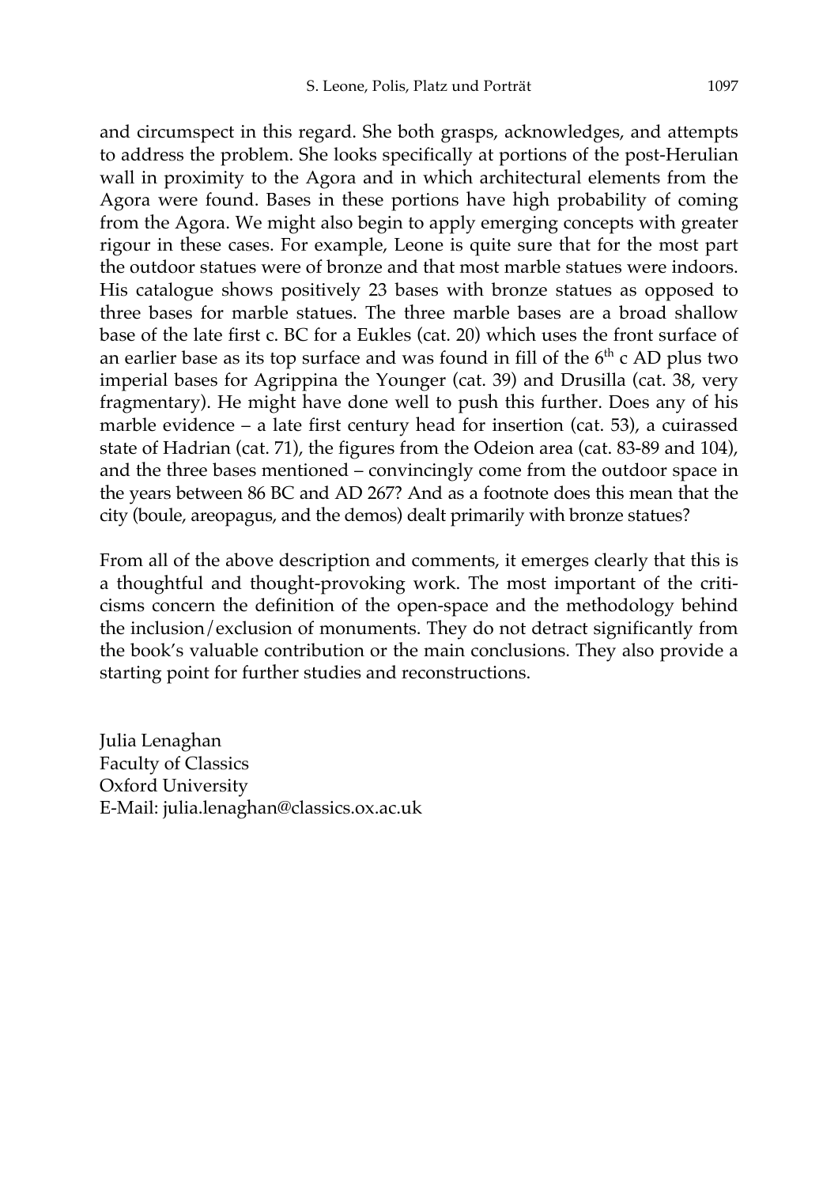and circumspect in this regard. She both grasps, acknowledges, and attempts to address the problem. She looks specifically at portions of the post-Herulian wall in proximity to the Agora and in which architectural elements from the Agora were found. Bases in these portions have high probability of coming from the Agora. We might also begin to apply emerging concepts with greater rigour in these cases. For example, Leone is quite sure that for the most part the outdoor statues were of bronze and that most marble statues were indoors. His catalogue shows positively 23 bases with bronze statues as opposed to three bases for marble statues. The three marble bases are a broad shallow base of the late first c. BC for a Eukles (cat. 20) which uses the front surface of an earlier base as its top surface and was found in fill of the 6th c AD plus two imperial bases for Agrippina the Younger (cat. 39) and Drusilla (cat. 38, very fragmentary). He might have done well to push this further. Does any of his marble evidence – a late first century head for insertion (cat. 53), a cuirassed state of Hadrian (cat. 71), the figures from the Odeion area (cat. 83-89 and 104), and the three bases mentioned – convincingly come from the outdoor space in the years between 86 BC and AD 267? And as a footnote does this mean that the city (boule, areopagus, and the demos) dealt primarily with bronze statues?

From all of the above description and comments, it emerges clearly that this is a thoughtful and thought-provoking work. The most important of the criticisms concern the definition of the open-space and the methodology behind the inclusion/exclusion of monuments. They do not detract significantly from the book's valuable contribution or the main conclusions. They also provide a starting point for further studies and reconstructions.

Julia Lenaghan
Faculty of Classics
Oxford University
E-Mail: julia.lenaghan@classics.ox.ac.uk